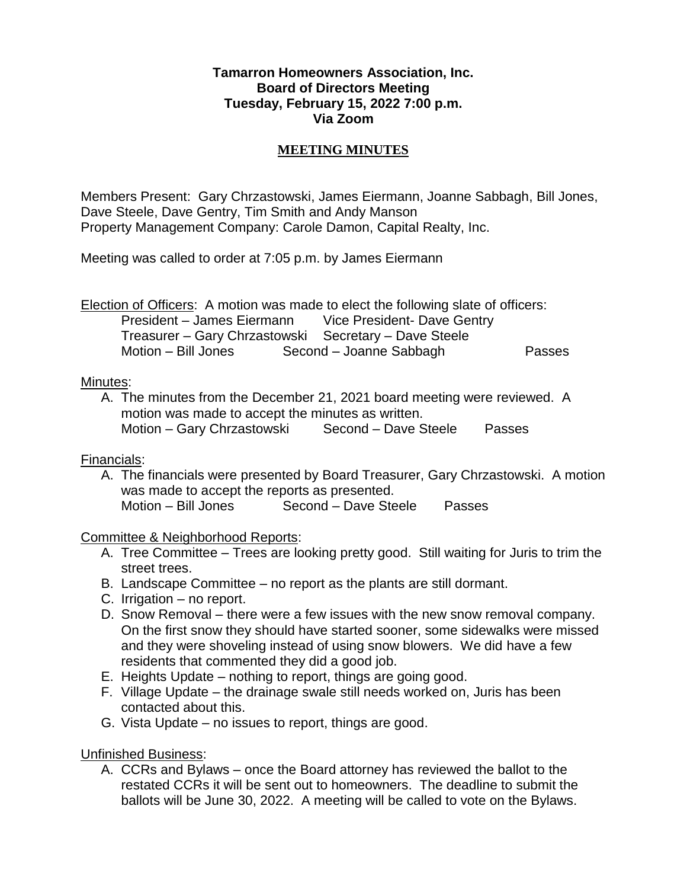**Tamarron Homeowners Association, Inc.**
**Board of Directors Meeting**
**Tuesday, February 15, 2022 7:00 p.m.**
**Via Zoom**

## MEETING MINUTES

Members Present: Gary Chrzastowski, James Eiermann, Joanne Sabbagh, Bill Jones, Dave Steele, Dave Gentry, Tim Smith and Andy Manson
Property Management Company: Carole Damon, Capital Realty, Inc.

Meeting was called to order at 7:05 p.m. by James Eiermann

Election of Officers: A motion was made to elect the following slate of officers:

President – James Eiermann Vice President- Dave Gentry
Treasurer – Gary Chrzastowski Secretary – Dave Steele
Motion – Bill Jones Second – Joanne Sabbagh Passes

Minutes:

A. The minutes from the December 21, 2021 board meeting were reviewed. A motion was made to accept the minutes as written.
Motion – Gary Chrzastowski Second – Dave Steele Passes

Financials:

A. The financials were presented by Board Treasurer, Gary Chrzastowski. A motion was made to accept the reports as presented.
Motion – Bill Jones Second – Dave Steele Passes

Committee & Neighborhood Reports:

A. Tree Committee – Trees are looking pretty good. Still waiting for Juris to trim the street trees.
B. Landscape Committee – no report as the plants are still dormant.
C. Irrigation – no report.
D. Snow Removal – there were a few issues with the new snow removal company. On the first snow they should have started sooner, some sidewalks were missed and they were shoveling instead of using snow blowers. We did have a few residents that commented they did a good job.
E. Heights Update – nothing to report, things are going good.
F. Village Update – the drainage swale still needs worked on, Juris has been contacted about this.
G. Vista Update – no issues to report, things are good.

Unfinished Business:

A. CCRs and Bylaws – once the Board attorney has reviewed the ballot to the restated CCRs it will be sent out to homeowners. The deadline to submit the ballots will be June 30, 2022. A meeting will be called to vote on the Bylaws.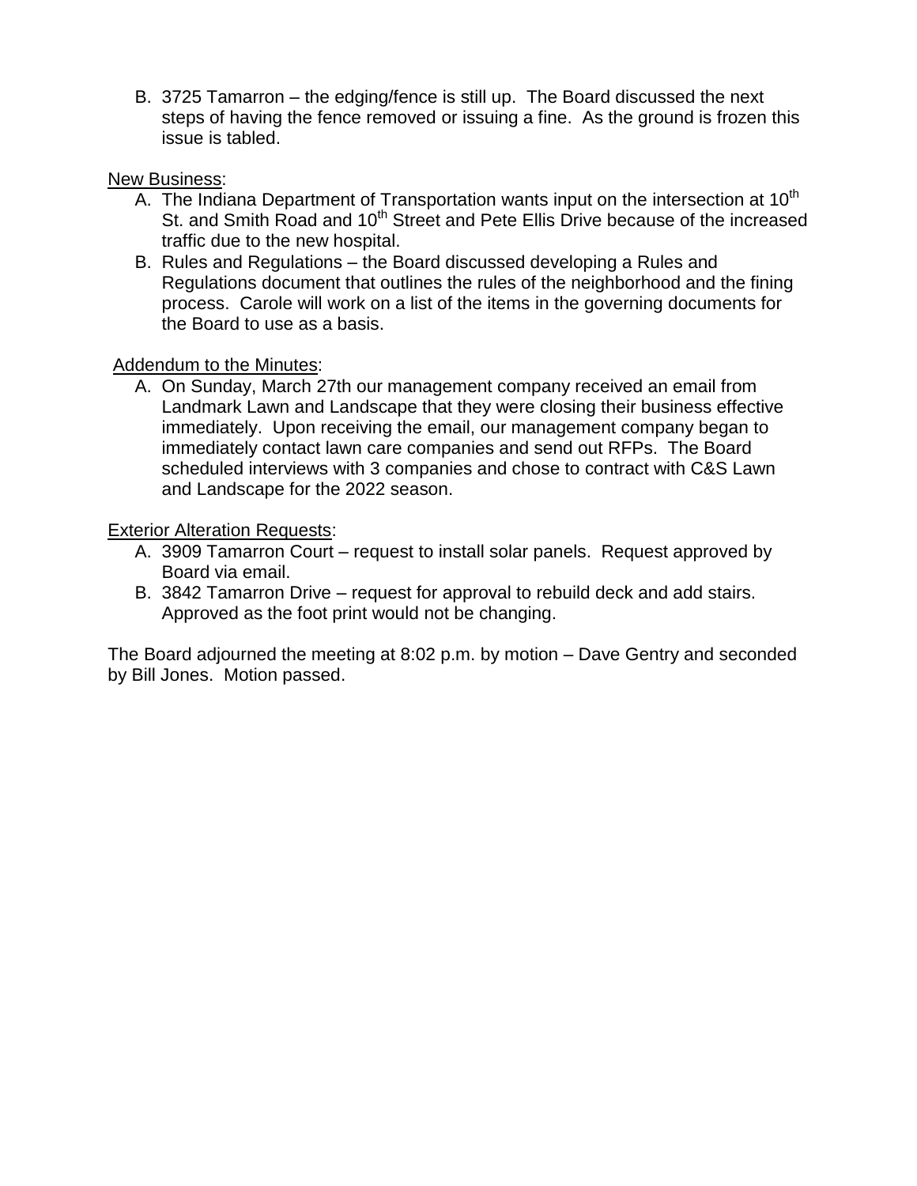B. 3725 Tamarron – the edging/fence is still up. The Board discussed the next steps of having the fence removed or issuing a fine. As the ground is frozen this issue is tabled.

<u>New Business</u>:

A. The Indiana Department of Transportation wants input on the intersection at 10th St. and Smith Road and 10th Street and Pete Ellis Drive because of the increased traffic due to the new hospital.
B. Rules and Regulations – the Board discussed developing a Rules and Regulations document that outlines the rules of the neighborhood and the fining process. Carole will work on a list of the items in the governing documents for the Board to use as a basis.

<u>Addendum to the Minutes</u>:

A. On Sunday, March 27th our management company received an email from Landmark Lawn and Landscape that they were closing their business effective immediately. Upon receiving the email, our management company began to immediately contact lawn care companies and send out RFPs. The Board scheduled interviews with 3 companies and chose to contract with C&S Lawn and Landscape for the 2022 season.

<u>Exterior Alteration Requests</u>:

A. 3909 Tamarron Court – request to install solar panels. Request approved by Board via email.
B. 3842 Tamarron Drive – request for approval to rebuild deck and add stairs. Approved as the foot print would not be changing.

The Board adjourned the meeting at 8:02 p.m. by motion – Dave Gentry and seconded by Bill Jones. Motion passed.